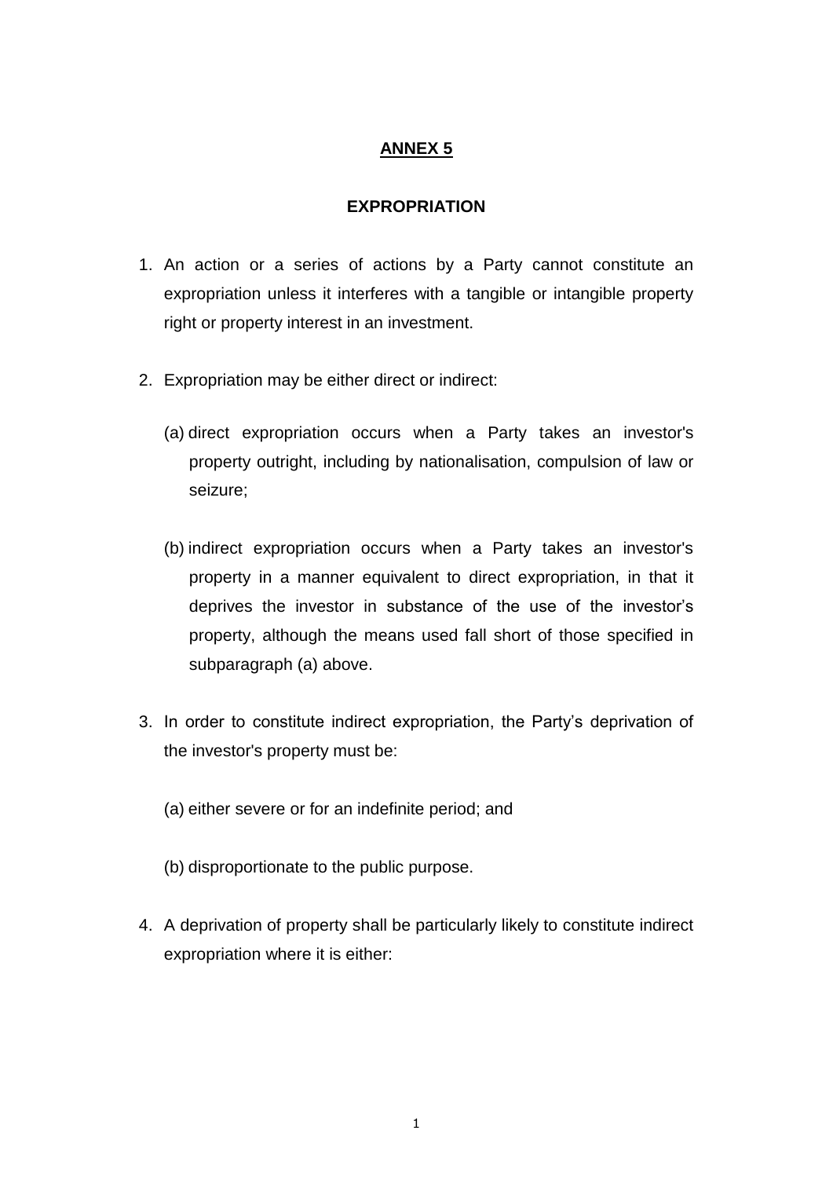# ANNEX 5

## EXPROPRIATION

1. An action or a series of actions by a Party cannot constitute an expropriation unless it interferes with a tangible or intangible property right or property interest in an investment.

2. Expropriation may be either direct or indirect:

   (a) direct expropriation occurs when a Party takes an investor's property outright, including by nationalisation, compulsion of law or seizure;

   (b) indirect expropriation occurs when a Party takes an investor's property in a manner equivalent to direct expropriation, in that it deprives the investor in substance of the use of the investor's property, although the means used fall short of those specified in subparagraph (a) above.

3. In order to constitute indirect expropriation, the Party's deprivation of the investor's property must be:

   (a) either severe or for an indefinite period; and

   (b) disproportionate to the public purpose.

4. A deprivation of property shall be particularly likely to constitute indirect expropriation where it is either: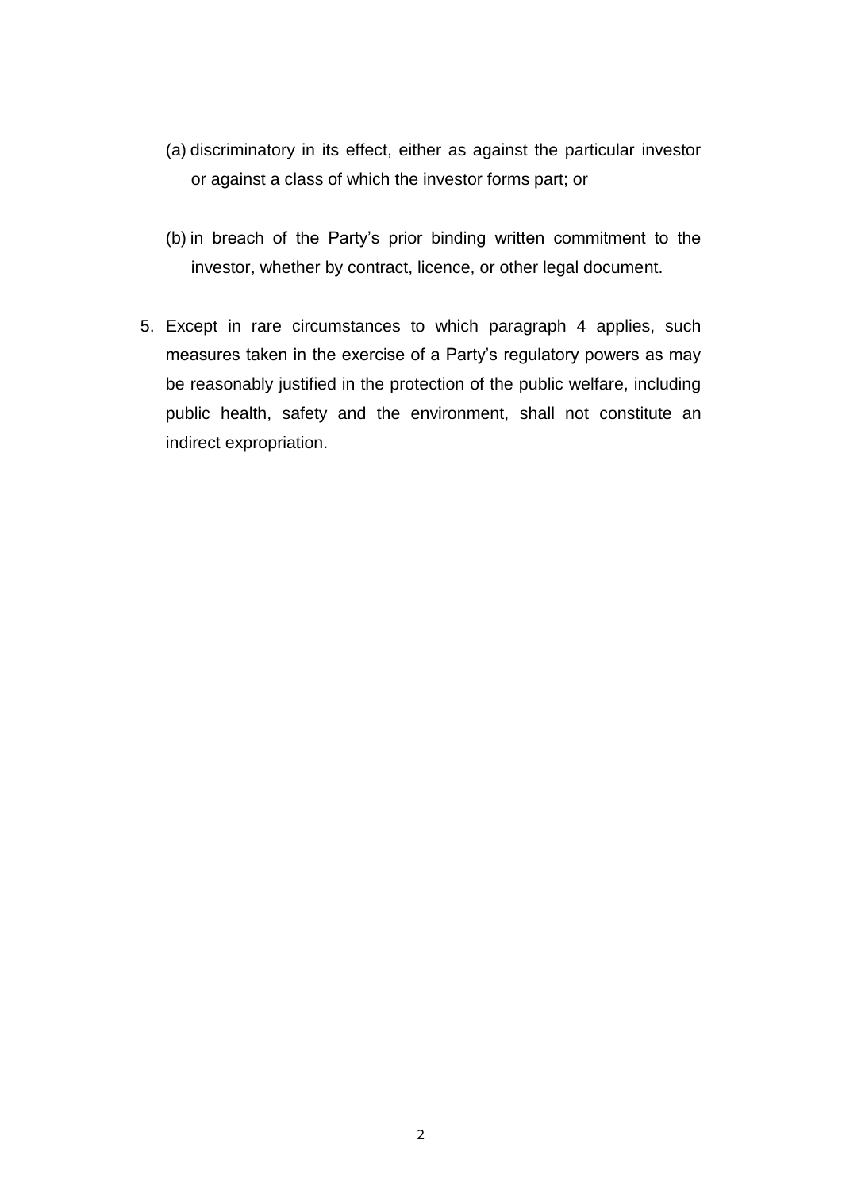(a) discriminatory in its effect, either as against the particular investor or against a class of which the investor forms part; or

(b) in breach of the Party's prior binding written commitment to the investor, whether by contract, licence, or other legal document.

5. Except in rare circumstances to which paragraph 4 applies, such measures taken in the exercise of a Party's regulatory powers as may be reasonably justified in the protection of the public welfare, including public health, safety and the environment, shall not constitute an indirect expropriation.